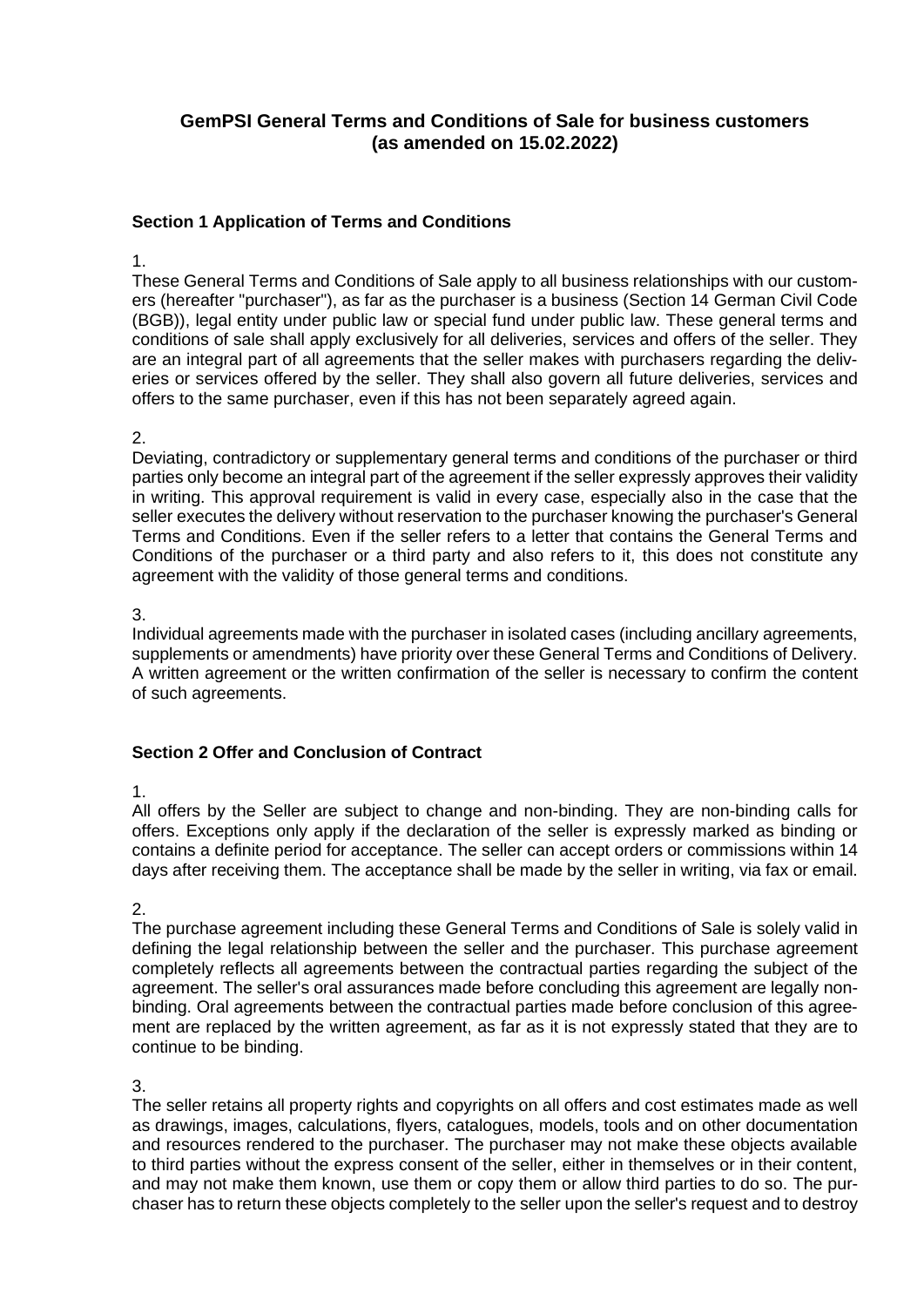# GemPSI General Terms and Conditions of Sale for business customers (as amended on 15.02.2022)

## Section 1 Application of Terms and Conditions

1.

These General Terms and Conditions of Sale apply to all business relationships with our customers (hereafter "purchaser"), as far as the purchaser is a business (Section 14 German Civil Code (BGB)), legal entity under public law or special fund under public law. These general terms and conditions of sale shall apply exclusively for all deliveries, services and offers of the seller. They are an integral part of all agreements that the seller makes with purchasers regarding the deliveries or services offered by the seller. They shall also govern all future deliveries, services and offers to the same purchaser, even if this has not been separately agreed again.

2.

Deviating, contradictory or supplementary general terms and conditions of the purchaser or third parties only become an integral part of the agreement if the seller expressly approves their validity in writing. This approval requirement is valid in every case, especially also in the case that the seller executes the delivery without reservation to the purchaser knowing the purchaser's General Terms and Conditions. Even if the seller refers to a letter that contains the General Terms and Conditions of the purchaser or a third party and also refers to it, this does not constitute any agreement with the validity of those general terms and conditions.

3.

Individual agreements made with the purchaser in isolated cases (including ancillary agreements, supplements or amendments) have priority over these General Terms and Conditions of Delivery. A written agreement or the written confirmation of the seller is necessary to confirm the content of such agreements.

## Section 2 Offer and Conclusion of Contract

1.

All offers by the Seller are subject to change and non-binding. They are non-binding calls for offers. Exceptions only apply if the declaration of the seller is expressly marked as binding or contains a definite period for acceptance. The seller can accept orders or commissions within 14 days after receiving them. The acceptance shall be made by the seller in writing, via fax or email.

2.

The purchase agreement including these General Terms and Conditions of Sale is solely valid in defining the legal relationship between the seller and the purchaser. This purchase agreement completely reflects all agreements between the contractual parties regarding the subject of the agreement. The seller's oral assurances made before concluding this agreement are legally non-binding. Oral agreements between the contractual parties made before conclusion of this agreement are replaced by the written agreement, as far as it is not expressly stated that they are to continue to be binding.

3.

The seller retains all property rights and copyrights on all offers and cost estimates made as well as drawings, images, calculations, flyers, catalogues, models, tools and on other documentation and resources rendered to the purchaser. The purchaser may not make these objects available to third parties without the express consent of the seller, either in themselves or in their content, and may not make them known, use them or copy them or allow third parties to do so. The purchaser has to return these objects completely to the seller upon the seller's request and to destroy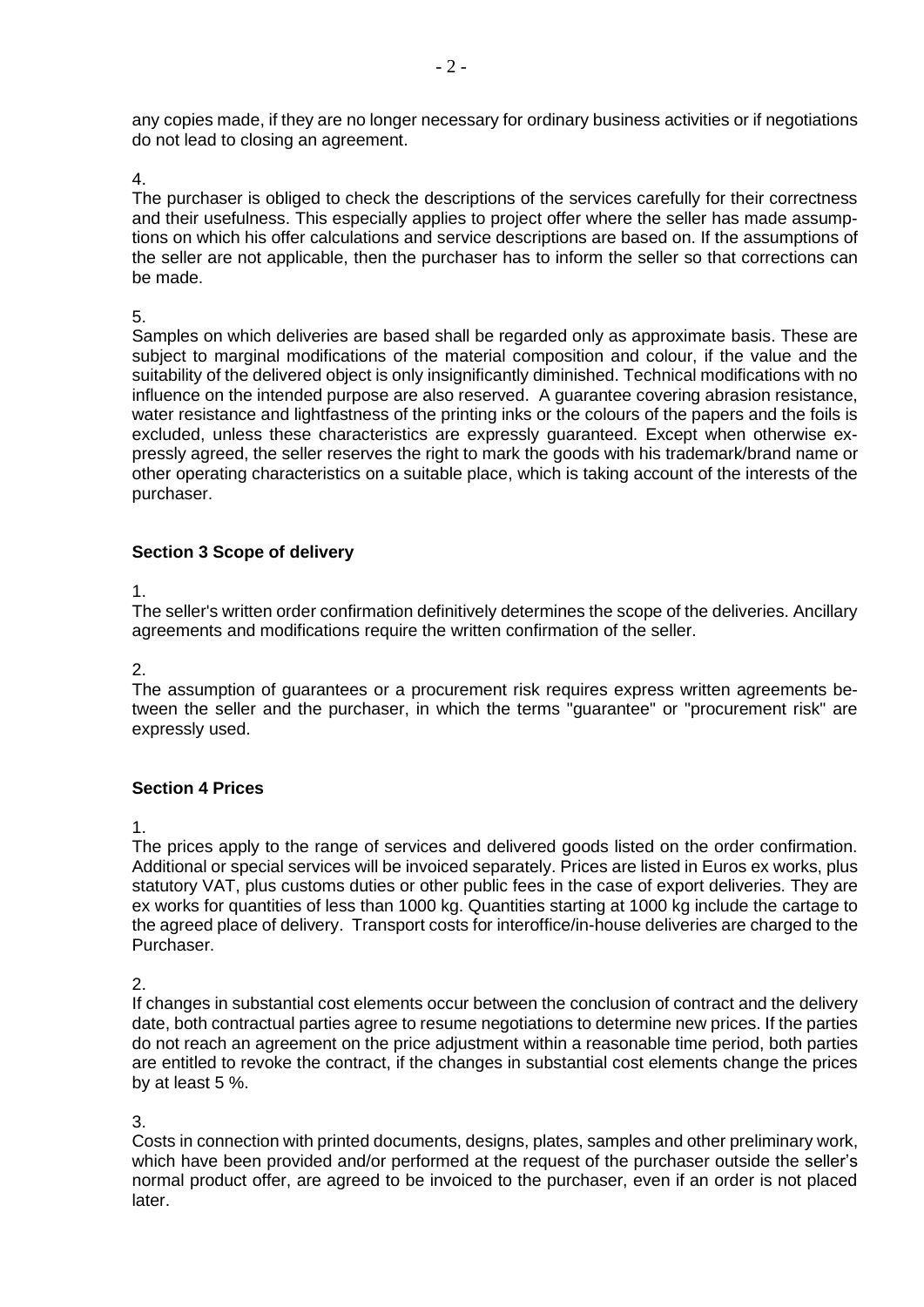any copies made, if they are no longer necessary for ordinary business activities or if negotiations do not lead to closing an agreement.

4.
The purchaser is obliged to check the descriptions of the services carefully for their correctness and their usefulness. This especially applies to project offer where the seller has made assumptions on which his offer calculations and service descriptions are based on. If the assumptions of the seller are not applicable, then the purchaser has to inform the seller so that corrections can be made.

5.
Samples on which deliveries are based shall be regarded only as approximate basis. These are subject to marginal modifications of the material composition and colour, if the value and the suitability of the delivered object is only insignificantly diminished. Technical modifications with no influence on the intended purpose are also reserved. A guarantee covering abrasion resistance, water resistance and lightfastness of the printing inks or the colours of the papers and the foils is excluded, unless these characteristics are expressly guaranteed. Except when otherwise expressly agreed, the seller reserves the right to mark the goods with his trademark/brand name or other operating characteristics on a suitable place, which is taking account of the interests of the purchaser.

## Section 3 Scope of delivery

1.
The seller's written order confirmation definitively determines the scope of the deliveries. Ancillary agreements and modifications require the written confirmation of the seller.

2.
The assumption of guarantees or a procurement risk requires express written agreements between the seller and the purchaser, in which the terms "guarantee" or "procurement risk" are expressly used.

## Section 4 Prices

1.
The prices apply to the range of services and delivered goods listed on the order confirmation. Additional or special services will be invoiced separately. Prices are listed in Euros ex works, plus statutory VAT, plus customs duties or other public fees in the case of export deliveries. They are ex works for quantities of less than 1000 kg. Quantities starting at 1000 kg include the cartage to the agreed place of delivery. Transport costs for interoffice/in-house deliveries are charged to the Purchaser.

2.
If changes in substantial cost elements occur between the conclusion of contract and the delivery date, both contractual parties agree to resume negotiations to determine new prices. If the parties do not reach an agreement on the price adjustment within a reasonable time period, both parties are entitled to revoke the contract, if the changes in substantial cost elements change the prices by at least 5 %.

3.
Costs in connection with printed documents, designs, plates, samples and other preliminary work, which have been provided and/or performed at the request of the purchaser outside the seller's normal product offer, are agreed to be invoiced to the purchaser, even if an order is not placed later.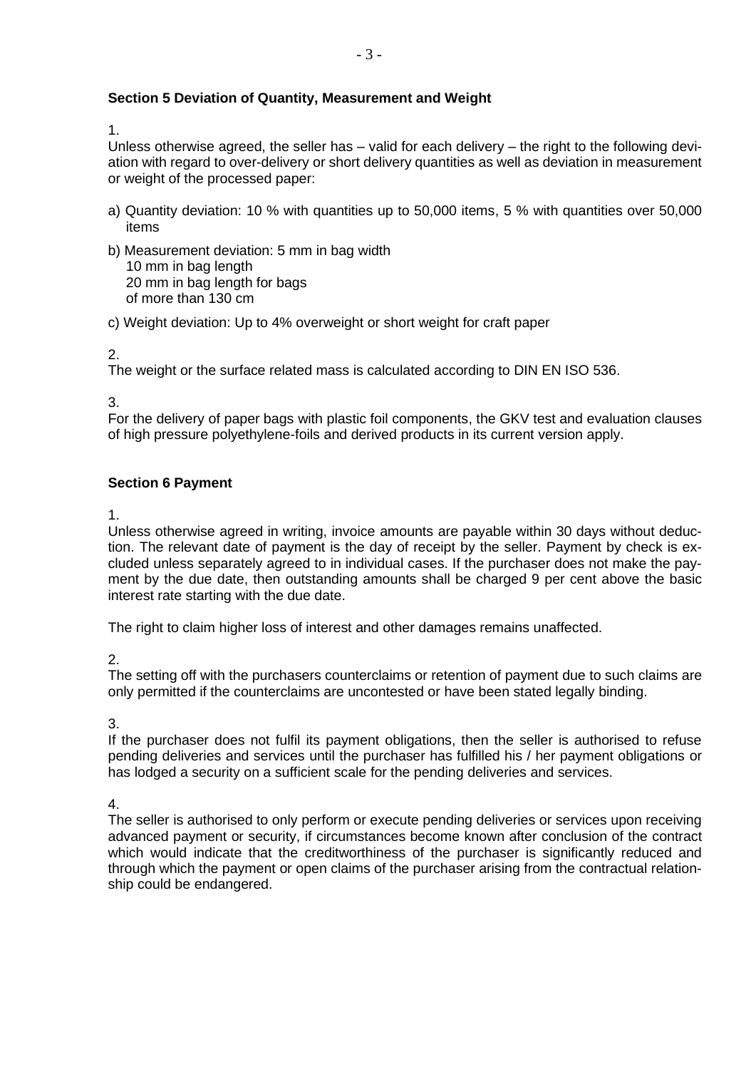**Section 5 Deviation of Quantity, Measurement and Weight**

1.
Unless otherwise agreed, the seller has – valid for each delivery – the right to the following deviation with regard to over-delivery or short delivery quantities as well as deviation in measurement or weight of the processed paper:

a) Quantity deviation: 10 % with quantities up to 50,000 items, 5 % with quantities over 50,000 items

b) Measurement deviation: 5 mm in bag width
10 mm in bag length
20 mm in bag length for bags
of more than 130 cm

c) Weight deviation: Up to 4% overweight or short weight for craft paper

2.
The weight or the surface related mass is calculated according to DIN EN ISO 536.

3.
For the delivery of paper bags with plastic foil components, the GKV test and evaluation clauses of high pressure polyethylene-foils and derived products in its current version apply.

**Section 6 Payment**

1.
Unless otherwise agreed in writing, invoice amounts are payable within 30 days without deduction. The relevant date of payment is the day of receipt by the seller. Payment by check is excluded unless separately agreed to in individual cases. If the purchaser does not make the payment by the due date, then outstanding amounts shall be charged 9 per cent above the basic interest rate starting with the due date.

The right to claim higher loss of interest and other damages remains unaffected.

2.
The setting off with the purchasers counterclaims or retention of payment due to such claims are only permitted if the counterclaims are uncontested or have been stated legally binding.

3.
If the purchaser does not fulfil its payment obligations, then the seller is authorised to refuse pending deliveries and services until the purchaser has fulfilled his / her payment obligations or has lodged a security on a sufficient scale for the pending deliveries and services.

4.
The seller is authorised to only perform or execute pending deliveries or services upon receiving advanced payment or security, if circumstances become known after conclusion of the contract which would indicate that the creditworthiness of the purchaser is significantly reduced and through which the payment or open claims of the purchaser arising from the contractual relationship could be endangered.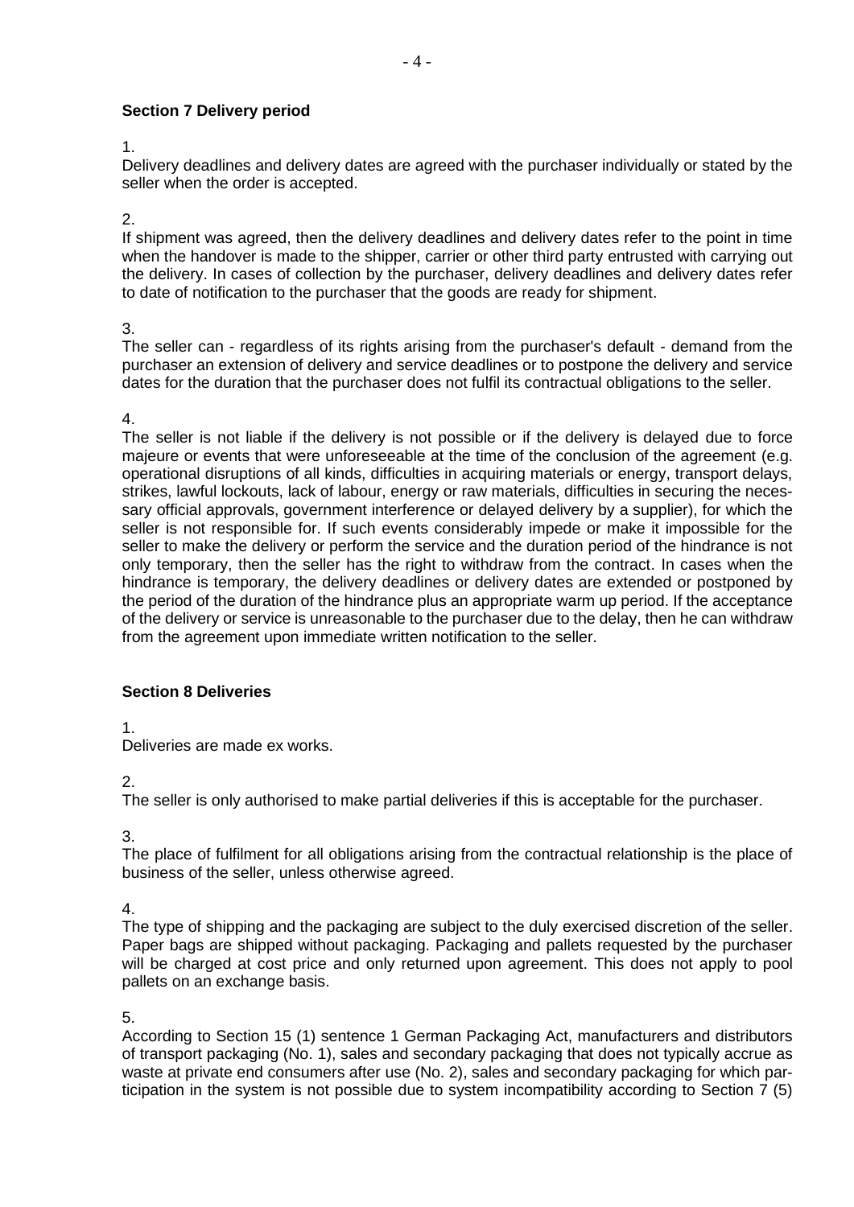## Section 7 Delivery period

1.
Delivery deadlines and delivery dates are agreed with the purchaser individually or stated by the seller when the order is accepted.

2.
If shipment was agreed, then the delivery deadlines and delivery dates refer to the point in time when the handover is made to the shipper, carrier or other third party entrusted with carrying out the delivery. In cases of collection by the purchaser, delivery deadlines and delivery dates refer to date of notification to the purchaser that the goods are ready for shipment.

3.
The seller can - regardless of its rights arising from the purchaser's default - demand from the purchaser an extension of delivery and service deadlines or to postpone the delivery and service dates for the duration that the purchaser does not fulfil its contractual obligations to the seller.

4.
The seller is not liable if the delivery is not possible or if the delivery is delayed due to force majeure or events that were unforeseeable at the time of the conclusion of the agreement (e.g. operational disruptions of all kinds, difficulties in acquiring materials or energy, transport delays, strikes, lawful lockouts, lack of labour, energy or raw materials, difficulties in securing the necessary official approvals, government interference or delayed delivery by a supplier), for which the seller is not responsible for. If such events considerably impede or make it impossible for the seller to make the delivery or perform the service and the duration period of the hindrance is not only temporary, then the seller has the right to withdraw from the contract. In cases when the hindrance is temporary, the delivery deadlines or delivery dates are extended or postponed by the period of the duration of the hindrance plus an appropriate warm up period. If the acceptance of the delivery or service is unreasonable to the purchaser due to the delay, then he can withdraw from the agreement upon immediate written notification to the seller.

## Section 8 Deliveries

1.
Deliveries are made ex works.

2.
The seller is only authorised to make partial deliveries if this is acceptable for the purchaser.

3.
The place of fulfilment for all obligations arising from the contractual relationship is the place of business of the seller, unless otherwise agreed.

4.
The type of shipping and the packaging are subject to the duly exercised discretion of the seller. Paper bags are shipped without packaging. Packaging and pallets requested by the purchaser will be charged at cost price and only returned upon agreement. This does not apply to pool pallets on an exchange basis.

5.
According to Section 15 (1) sentence 1 German Packaging Act, manufacturers and distributors of transport packaging (No. 1), sales and secondary packaging that does not typically accrue as waste at private end consumers after use (No. 2), sales and secondary packaging for which participation in the system is not possible due to system incompatibility according to Section 7 (5)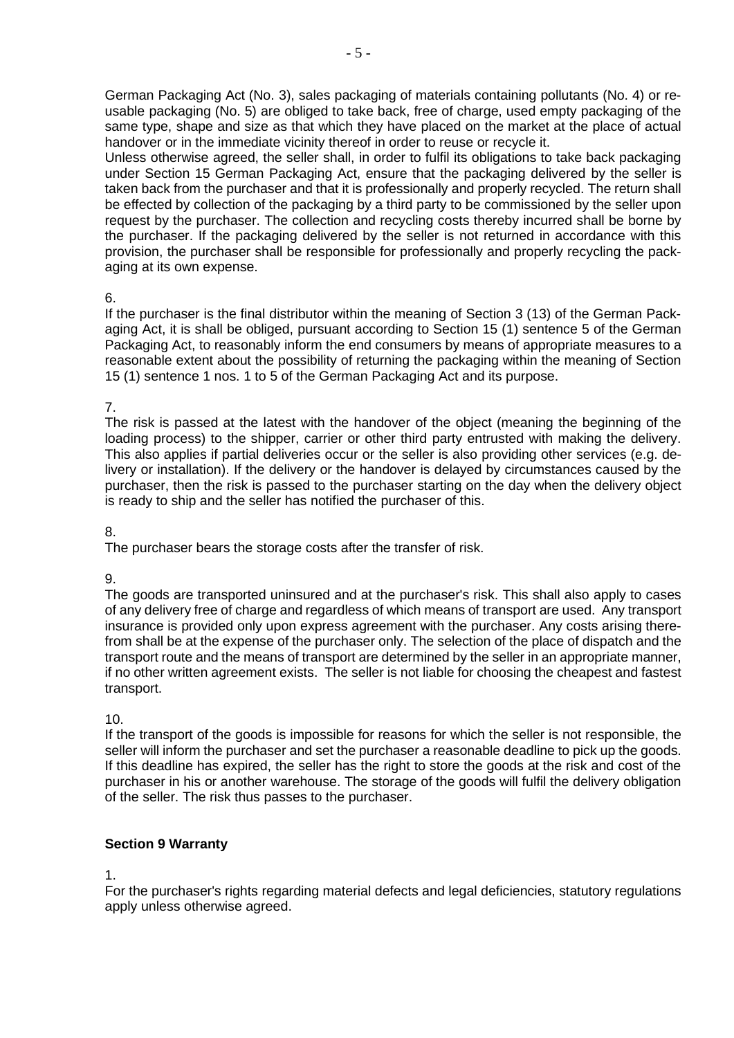German Packaging Act (No. 3), sales packaging of materials containing pollutants (No. 4) or re-usable packaging (No. 5) are obliged to take back, free of charge, used empty packaging of the same type, shape and size as that which they have placed on the market at the place of actual handover or in the immediate vicinity thereof in order to reuse or recycle it.
Unless otherwise agreed, the seller shall, in order to fulfil its obligations to take back packaging under Section 15 German Packaging Act, ensure that the packaging delivered by the seller is taken back from the purchaser and that it is professionally and properly recycled. The return shall be effected by collection of the packaging by a third party to be commissioned by the seller upon request by the purchaser. The collection and recycling costs thereby incurred shall be borne by the purchaser. If the packaging delivered by the seller is not returned in accordance with this provision, the purchaser shall be responsible for professionally and properly recycling the packaging at its own expense.

6.
If the purchaser is the final distributor within the meaning of Section 3 (13) of the German Packaging Act, it is shall be obliged, pursuant according to Section 15 (1) sentence 5 of the German Packaging Act, to reasonably inform the end consumers by means of appropriate measures to a reasonable extent about the possibility of returning the packaging within the meaning of Section 15 (1) sentence 1 nos. 1 to 5 of the German Packaging Act and its purpose.

7.
The risk is passed at the latest with the handover of the object (meaning the beginning of the loading process) to the shipper, carrier or other third party entrusted with making the delivery. This also applies if partial deliveries occur or the seller is also providing other services (e.g. delivery or installation). If the delivery or the handover is delayed by circumstances caused by the purchaser, then the risk is passed to the purchaser starting on the day when the delivery object is ready to ship and the seller has notified the purchaser of this.

8.
The purchaser bears the storage costs after the transfer of risk.

9.
The goods are transported uninsured and at the purchaser's risk. This shall also apply to cases of any delivery free of charge and regardless of which means of transport are used. Any transport insurance is provided only upon express agreement with the purchaser. Any costs arising therefrom shall be at the expense of the purchaser only. The selection of the place of dispatch and the transport route and the means of transport are determined by the seller in an appropriate manner, if no other written agreement exists. The seller is not liable for choosing the cheapest and fastest transport.

10.
If the transport of the goods is impossible for reasons for which the seller is not responsible, the seller will inform the purchaser and set the purchaser a reasonable deadline to pick up the goods. If this deadline has expired, the seller has the right to store the goods at the risk and cost of the purchaser in his or another warehouse. The storage of the goods will fulfil the delivery obligation of the seller. The risk thus passes to the purchaser.

**Section 9 Warranty**

1.
For the purchaser's rights regarding material defects and legal deficiencies, statutory regulations apply unless otherwise agreed.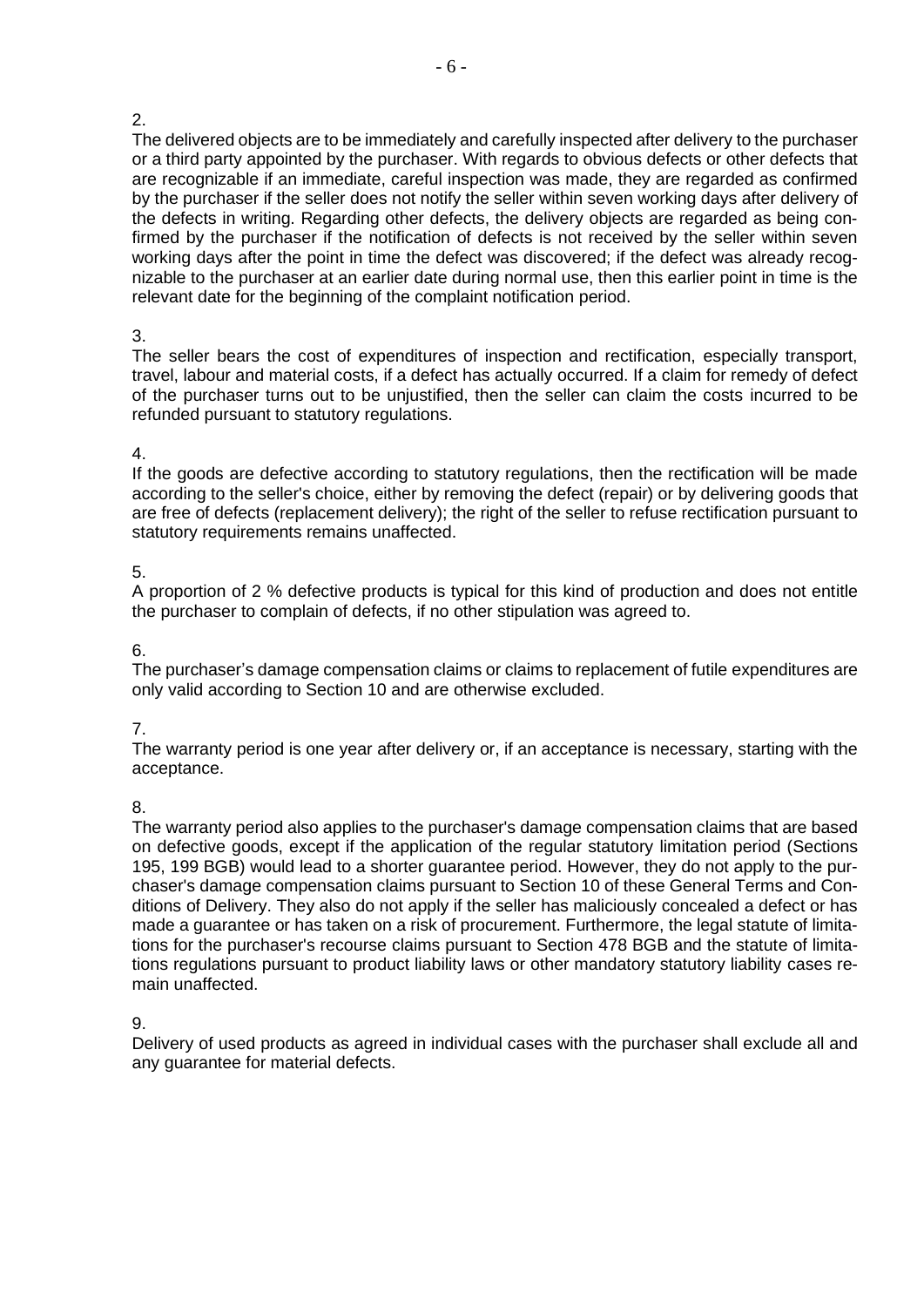2.
The delivered objects are to be immediately and carefully inspected after delivery to the purchaser or a third party appointed by the purchaser. With regards to obvious defects or other defects that are recognizable if an immediate, careful inspection was made, they are regarded as confirmed by the purchaser if the seller does not notify the seller within seven working days after delivery of the defects in writing. Regarding other defects, the delivery objects are regarded as being confirmed by the purchaser if the notification of defects is not received by the seller within seven working days after the point in time the defect was discovered; if the defect was already recognizable to the purchaser at an earlier date during normal use, then this earlier point in time is the relevant date for the beginning of the complaint notification period.

3.
The seller bears the cost of expenditures of inspection and rectification, especially transport, travel, labour and material costs, if a defect has actually occurred. If a claim for remedy of defect of the purchaser turns out to be unjustified, then the seller can claim the costs incurred to be refunded pursuant to statutory regulations.

4.
If the goods are defective according to statutory regulations, then the rectification will be made according to the seller's choice, either by removing the defect (repair) or by delivering goods that are free of defects (replacement delivery); the right of the seller to refuse rectification pursuant to statutory requirements remains unaffected.

5.
A proportion of 2 % defective products is typical for this kind of production and does not entitle the purchaser to complain of defects, if no other stipulation was agreed to.

6.
The purchaser's damage compensation claims or claims to replacement of futile expenditures are only valid according to Section 10 and are otherwise excluded.

7.
The warranty period is one year after delivery or, if an acceptance is necessary, starting with the acceptance.

8.
The warranty period also applies to the purchaser's damage compensation claims that are based on defective goods, except if the application of the regular statutory limitation period (Sections 195, 199 BGB) would lead to a shorter guarantee period. However, they do not apply to the purchaser's damage compensation claims pursuant to Section 10 of these General Terms and Conditions of Delivery. They also do not apply if the seller has maliciously concealed a defect or has made a guarantee or has taken on a risk of procurement. Furthermore, the legal statute of limitations for the purchaser's recourse claims pursuant to Section 478 BGB and the statute of limitations regulations pursuant to product liability laws or other mandatory statutory liability cases remain unaffected.

9.
Delivery of used products as agreed in individual cases with the purchaser shall exclude all and any guarantee for material defects.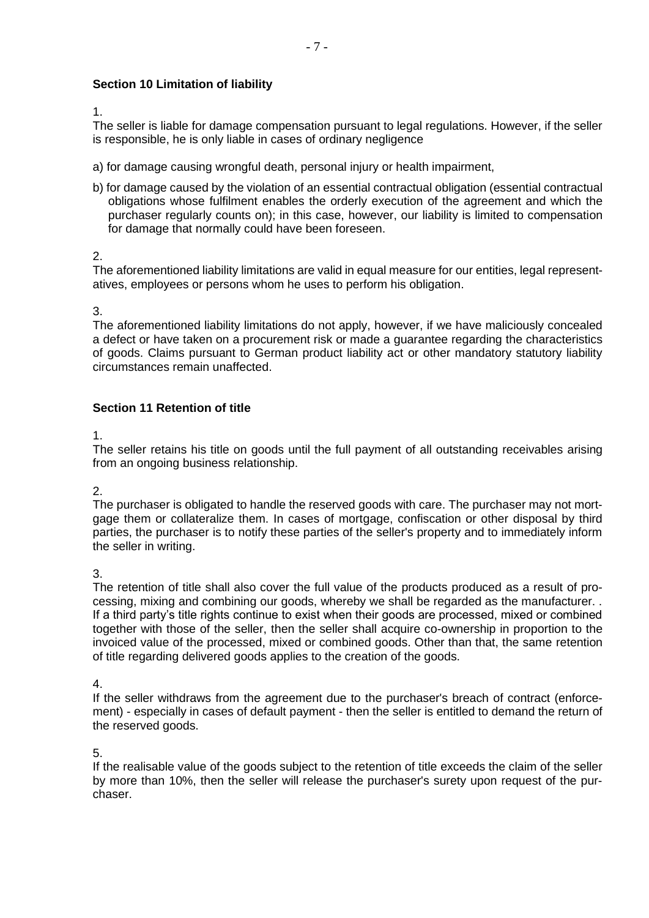**Section 10 Limitation of liability**

1.
The seller is liable for damage compensation pursuant to legal regulations. However, if the seller is responsible, he is only liable in cases of ordinary negligence

a) for damage causing wrongful death, personal injury or health impairment,

b) for damage caused by the violation of an essential contractual obligation (essential contractual obligations whose fulfilment enables the orderly execution of the agreement and which the purchaser regularly counts on); in this case, however, our liability is limited to compensation for damage that normally could have been foreseen.

2.
The aforementioned liability limitations are valid in equal measure for our entities, legal representatives, employees or persons whom he uses to perform his obligation.

3.
The aforementioned liability limitations do not apply, however, if we have maliciously concealed a defect or have taken on a procurement risk or made a guarantee regarding the characteristics of goods. Claims pursuant to German product liability act or other mandatory statutory liability circumstances remain unaffected.

**Section 11 Retention of title**

1.
The seller retains his title on goods until the full payment of all outstanding receivables arising from an ongoing business relationship.

2.
The purchaser is obligated to handle the reserved goods with care. The purchaser may not mortgage them or collateralize them. In cases of mortgage, confiscation or other disposal by third parties, the purchaser is to notify these parties of the seller's property and to immediately inform the seller in writing.

3.
The retention of title shall also cover the full value of the products produced as a result of processing, mixing and combining our goods, whereby we shall be regarded as the manufacturer. . If a third party's title rights continue to exist when their goods are processed, mixed or combined together with those of the seller, then the seller shall acquire co-ownership in proportion to the invoiced value of the processed, mixed or combined goods. Other than that, the same retention of title regarding delivered goods applies to the creation of the goods.

4.
If the seller withdraws from the agreement due to the purchaser's breach of contract (enforcement) - especially in cases of default payment - then the seller is entitled to demand the return of the reserved goods.

5.
If the realisable value of the goods subject to the retention of title exceeds the claim of the seller by more than 10%, then the seller will release the purchaser's surety upon request of the purchaser.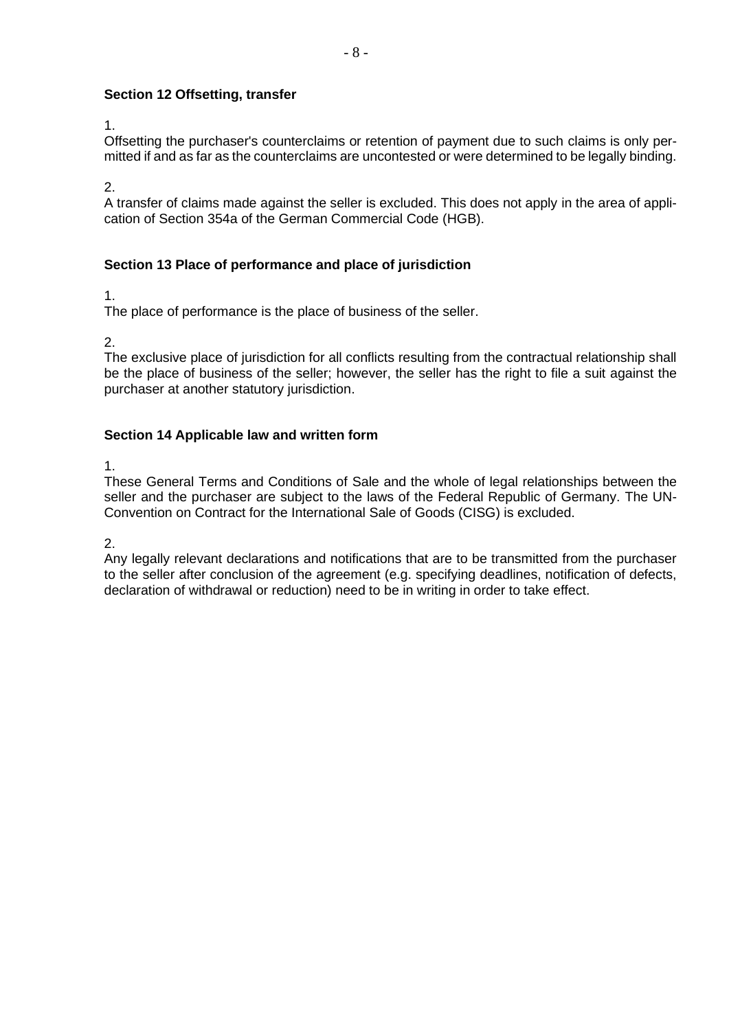**Section 12 Offsetting, transfer**

1.
Offsetting the purchaser's counterclaims or retention of payment due to such claims is only permitted if and as far as the counterclaims are uncontested or were determined to be legally binding.

2.
A transfer of claims made against the seller is excluded. This does not apply in the area of application of Section 354a of the German Commercial Code (HGB).

**Section 13 Place of performance and place of jurisdiction**

1.
The place of performance is the place of business of the seller.

2.
The exclusive place of jurisdiction for all conflicts resulting from the contractual relationship shall be the place of business of the seller; however, the seller has the right to file a suit against the purchaser at another statutory jurisdiction.

**Section 14 Applicable law and written form**

1.
These General Terms and Conditions of Sale and the whole of legal relationships between the seller and the purchaser are subject to the laws of the Federal Republic of Germany. The UN-Convention on Contract for the International Sale of Goods (CISG) is excluded.

2.
Any legally relevant declarations and notifications that are to be transmitted from the purchaser to the seller after conclusion of the agreement (e.g. specifying deadlines, notification of defects, declaration of withdrawal or reduction) need to be in writing in order to take effect.